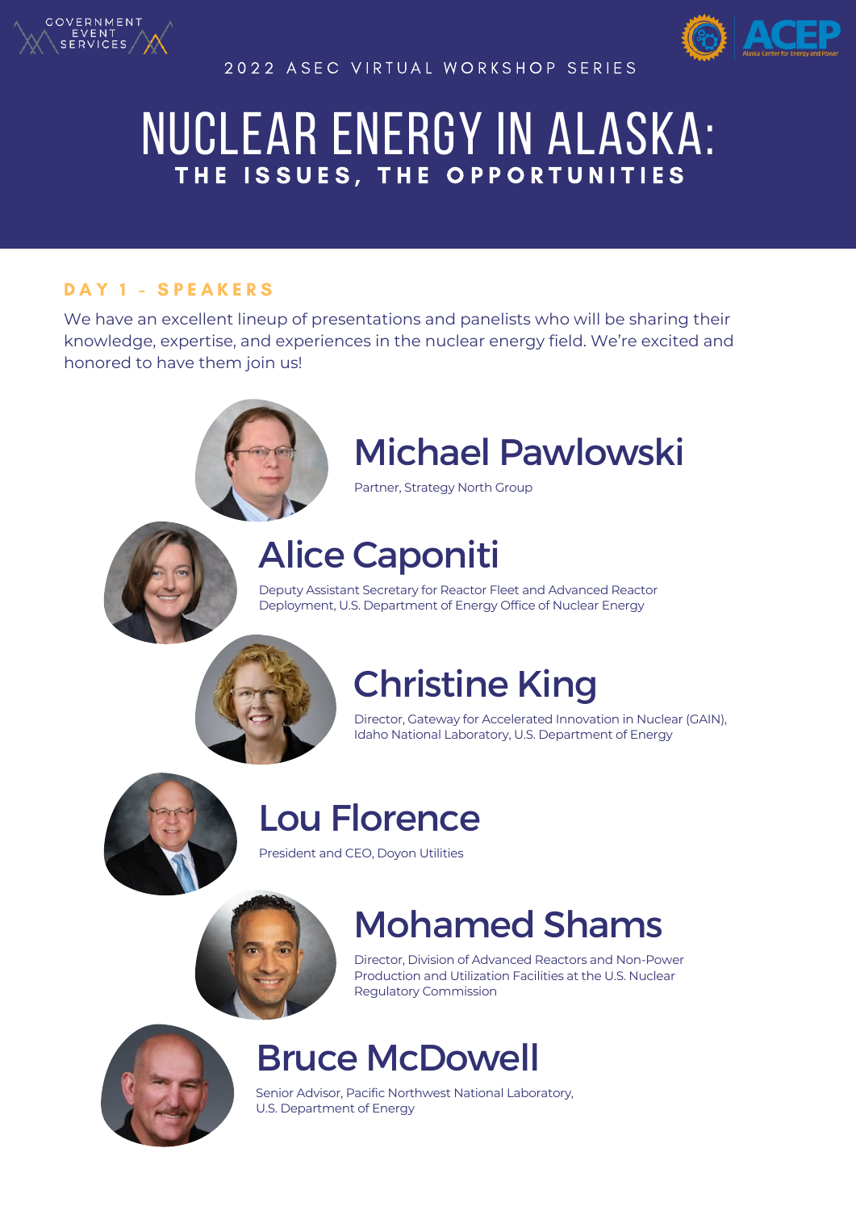GOVERNMENT EVENT SERVICES

ACEP Alaska Center for Energy and Power

2022 ASEC VIRTUAL WORKSHOP SERIES

# NUCLEAR ENERGY IN ALASKA:

## THE ISSUES, THE OPPORTUNITIES

### DAY 1 - SPEAKERS

We have an excellent lineup of presentations and panelists who will be sharing their knowledge, expertise, and experiences in the nuclear energy field. We're excited and honored to have them join us!

## Michael Pawlowski

Partner, Strategy North Group

## Alice Caponiti

Deputy Assistant Secretary for Reactor Fleet and Advanced Reactor Deployment, U.S. Department of Energy Office of Nuclear Energy

## Christine King

Director, Gateway for Accelerated Innovation in Nuclear (GAIN), Idaho National Laboratory, U.S. Department of Energy

## Lou Florence

President and CEO, Doyon Utilities

## Mohamed Shams

Director, Division of Advanced Reactors and Non-Power Production and Utilization Facilities at the U.S. Nuclear Regulatory Commission

## Bruce McDowell

Senior Advisor, Pacific Northwest National Laboratory, U.S. Department of Energy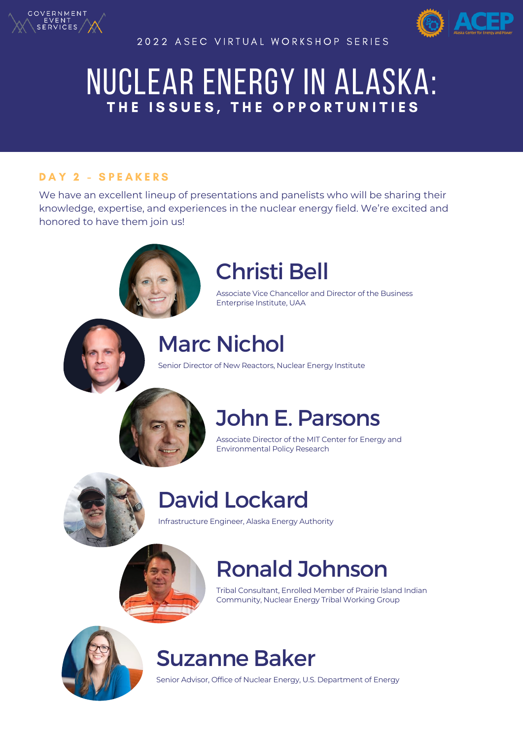GOVERNMENT EVENT SERVICES

2022 ASEC VIRTUAL WORKSHOP SERIES

# NUCLEAR ENERGY IN ALASKA:

## THE ISSUES, THE OPPORTUNITIES

### DAY 2 - SPEAKERS

We have an excellent lineup of presentations and panelists who will be sharing their knowledge, expertise, and experiences in the nuclear energy field. We're excited and honored to have them join us!

## Christi Bell

Associate Vice Chancellor and Director of the Business Enterprise Institute, UAA

## Marc Nichol

Senior Director of New Reactors, Nuclear Energy Institute

## John E. Parsons

Associate Director of the MIT Center for Energy and Environmental Policy Research

## David Lockard

Infrastructure Engineer, Alaska Energy Authority

## Ronald Johnson

Tribal Consultant, Enrolled Member of Prairie Island Indian Community, Nuclear Energy Tribal Working Group

## Suzanne Baker

Senior Advisor, Office of Nuclear Energy, U.S. Department of Energy